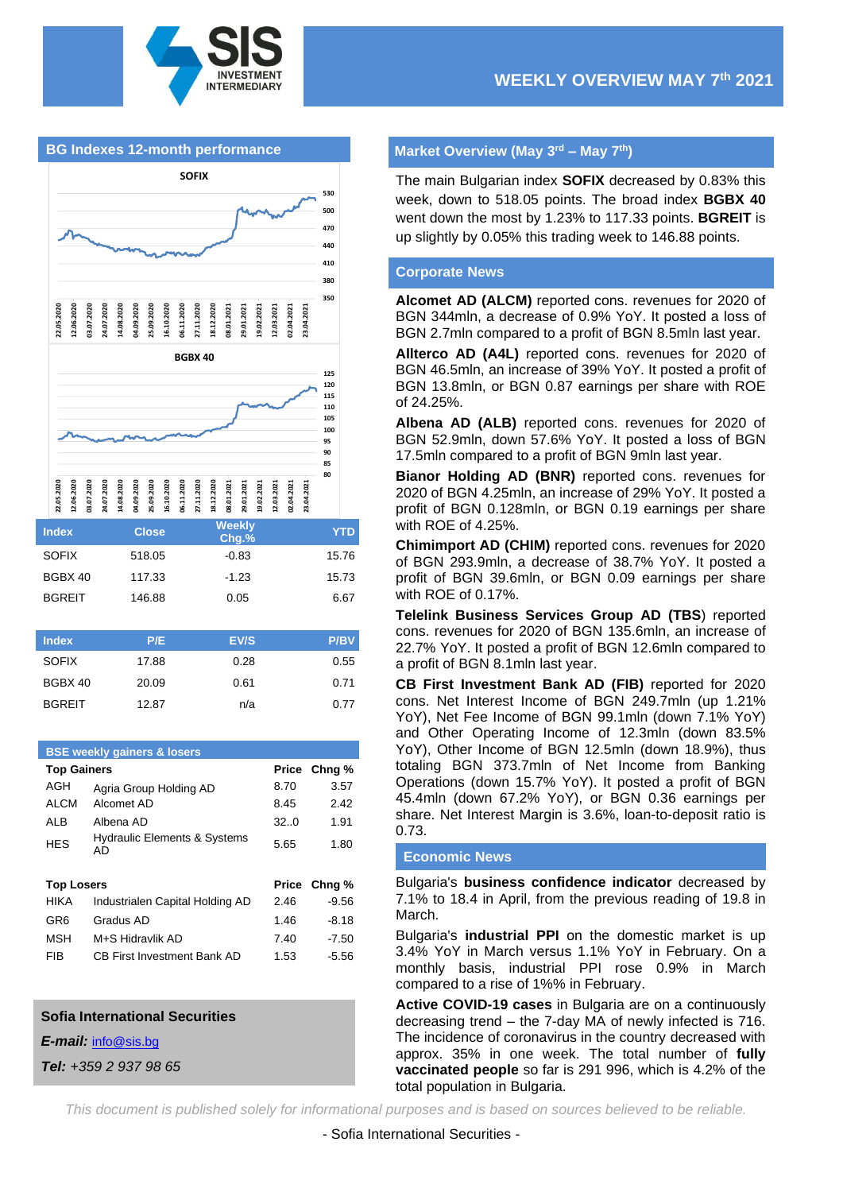# WEEKLY OVERVIEW MAY 7th 2021

## BG Indexes 12-month performance

| Index | Close | Weekly Chg.% | YTD |
|---|---|---|---|
| SOFIX | 518.05 | -0.83 | 15.76 |
| BGBX 40 | 117.33 | -1.23 | 15.73 |
| BGREIT | 146.88 | 0.05 | 6.67 |

| Index | P/E | EV/S | P/BV |
|---|---|---|---|
| SOFIX | 17.88 | 0.28 | 0.55 |
| BGBX 40 | 20.09 | 0.61 | 0.71 |
| BGREIT | 12.87 | n/a | 0.77 |

## BSE weekly gainers & losers

| Top Gainers | | Price | Chng % |
|---|---|---|---|
| AGH | Agria Group Holding AD | 8.70 | 3.57 |
| ALCM | Alcomet AD | 8.45 | 2.42 |
| ALB | Albena AD | 32..0 | 1.91 |
| HES | Hydraulic Elements & Systems AD | 5.65 | 1.80 |

| Top Losers | | Price | Chng % |
|---|---|---|---|
| HIKA | Industrialen Capital Holding AD | 2.46 | -9.56 |
| GR6 | Gradus AD | 1.46 | -8.18 |
| MSH | M+S Hidravlik AD | 7.40 | -7.50 |
| FIB | CB First Investment Bank AD | 1.53 | -5.56 |

**Sofia International Securities**

***E-mail:*** info@sis.bg

***Tel:*** *+359 2 937 98 65*

## Market Overview (May 3rd – May 7th)

The main Bulgarian index **SOFIX** decreased by 0.83% this week, down to 518.05 points. The broad index **BGBX 40** went down the most by 1.23% to 117.33 points. **BGREIT** is up slightly by 0.05% this trading week to 146.88 points.

## Corporate News

**Alcomet AD (ALCM)** reported cons. revenues for 2020 of BGN 344mln, a decrease of 0.9% YoY. It posted a loss of BGN 2.7mln compared to a profit of BGN 8.5mln last year.

**Allterco AD (A4L)** reported cons. revenues for 2020 of BGN 46.5mln, an increase of 39% YoY. It posted a profit of BGN 13.8mln, or BGN 0.87 earnings per share with ROE of 24.25%.

**Albena AD (ALB)** reported cons. revenues for 2020 of BGN 52.9mln, down 57.6% YoY. It posted a loss of BGN 17.5mln compared to a profit of BGN 9mln last year.

**Bianor Holding AD (BNR)** reported cons. revenues for 2020 of BGN 4.25mln, an increase of 29% YoY. It posted a profit of BGN 0.128mln, or BGN 0.19 earnings per share with ROE of 4.25%.

**Chimimport AD (CHIM)** reported cons. revenues for 2020 of BGN 293.9mln, a decrease of 38.7% YoY. It posted a profit of BGN 39.6mln, or BGN 0.09 earnings per share with ROE of 0.17%.

**Telelink Business Services Group AD (TBS**) reported cons. revenues for 2020 of BGN 135.6mln, an increase of 22.7% YoY. It posted a profit of BGN 12.6mln compared to a profit of BGN 8.1mln last year.

**CB First Investment Bank AD (FIB)** reported for 2020 cons. Net Interest Income of BGN 249.7mln (up 1.21% YoY), Net Fee Income of BGN 99.1mln (down 7.1% YoY) and Other Operating Income of 12.3mln (down 83.5% YoY), Other Income of BGN 12.5mln (down 18.9%), thus totaling BGN 373.7mln of Net Income from Banking Operations (down 15.7% YoY). It posted a profit of BGN 45.4mln (down 67.2% YoY), or BGN 0.36 earnings per share. Net Interest Margin is 3.6%, loan-to-deposit ratio is 0.73.

## Economic News

Bulgaria's **business confidence indicator** decreased by 7.1% to 18.4 in April, from the previous reading of 19.8 in March.

Bulgaria's **industrial PPI** on the domestic market is up 3.4% YoY in March versus 1.1% YoY in February. On a monthly basis, industrial PPI rose 0.9% in March compared to a rise of 1%% in February.

**Active COVID-19 cases** in Bulgaria are on a continuously decreasing trend – the 7-day MA of newly infected is 716. The incidence of coronavirus in the country decreased with approx. 35% in one week. The total number of **fully vaccinated people** so far is 291 996, which is 4.2% of the total population in Bulgaria.

*This document is published solely for informational purposes and is based on sources believed to be reliable.*

- Sofia International Securities -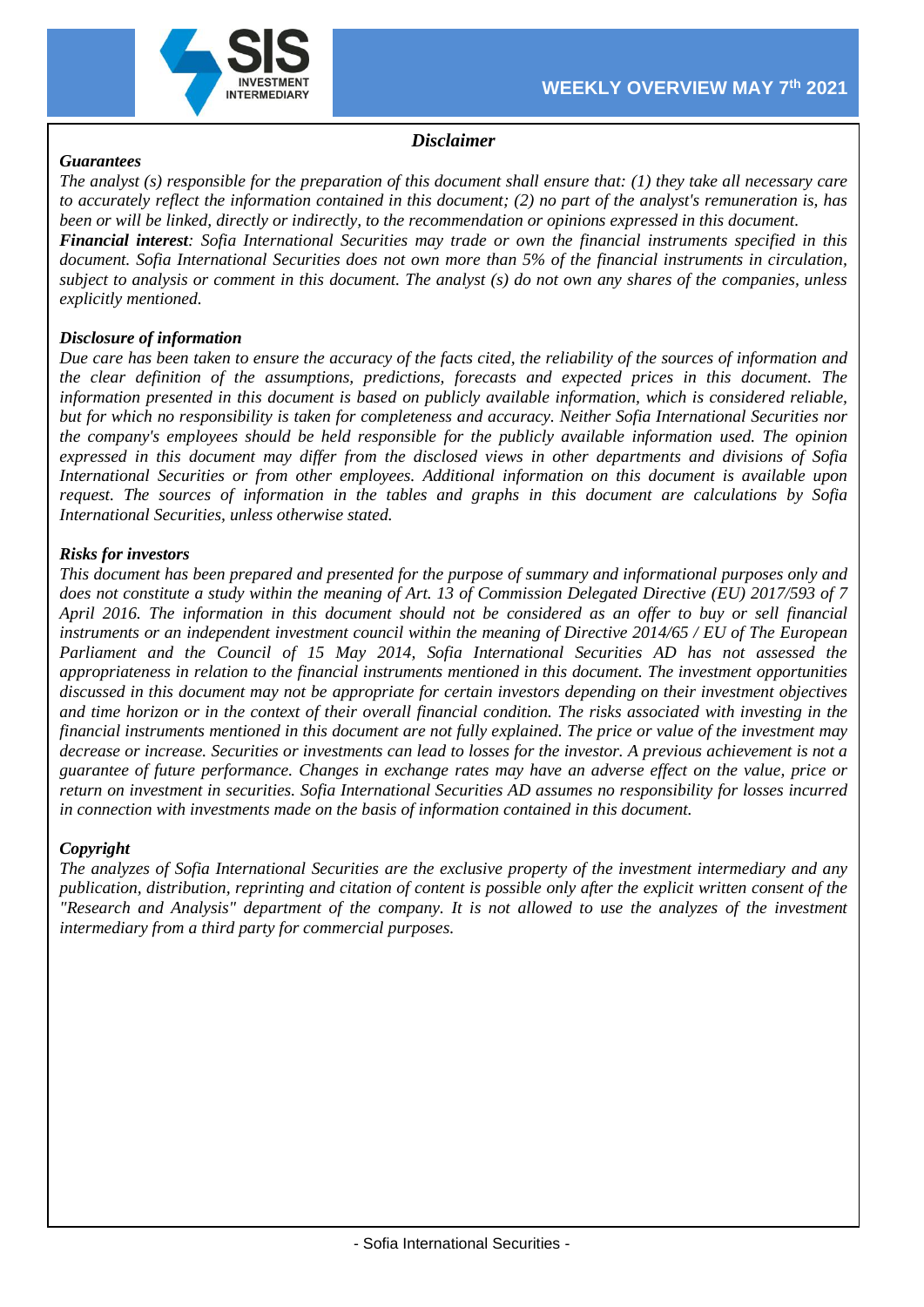## *Disclaimer*

***Guarantees***

*The analyst (s) responsible for the preparation of this document shall ensure that: (1) they take all necessary care to accurately reflect the information contained in this document; (2) no part of the analyst's remuneration is, has been or will be linked, directly or indirectly, to the recommendation or opinions expressed in this document.*

***Financial interest**: Sofia International Securities may trade or own the financial instruments specified in this document. Sofia International Securities does not own more than 5% of the financial instruments in circulation, subject to analysis or comment in this document. The analyst (s) do not own any shares of the companies, unless explicitly mentioned.*

***Disclosure of information***

*Due care has been taken to ensure the accuracy of the facts cited, the reliability of the sources of information and the clear definition of the assumptions, predictions, forecasts and expected prices in this document. The information presented in this document is based on publicly available information, which is considered reliable, but for which no responsibility is taken for completeness and accuracy. Neither Sofia International Securities nor the company's employees should be held responsible for the publicly available information used. The opinion expressed in this document may differ from the disclosed views in other departments and divisions of Sofia International Securities or from other employees. Additional information on this document is available upon request. The sources of information in the tables and graphs in this document are calculations by Sofia International Securities, unless otherwise stated.*

***Risks for investors***

*This document has been prepared and presented for the purpose of summary and informational purposes only and does not constitute a study within the meaning of Art. 13 of Commission Delegated Directive (EU) 2017/593 of 7 April 2016. The information in this document should not be considered as an offer to buy or sell financial instruments or an independent investment council within the meaning of Directive 2014/65 / EU of The European Parliament and the Council of 15 May 2014, Sofia International Securities AD has not assessed the appropriateness in relation to the financial instruments mentioned in this document. The investment opportunities discussed in this document may not be appropriate for certain investors depending on their investment objectives and time horizon or in the context of their overall financial condition. The risks associated with investing in the financial instruments mentioned in this document are not fully explained. The price or value of the investment may decrease or increase. Securities or investments can lead to losses for the investor. A previous achievement is not a guarantee of future performance. Changes in exchange rates may have an adverse effect on the value, price or return on investment in securities. Sofia International Securities AD assumes no responsibility for losses incurred in connection with investments made on the basis of information contained in this document.*

***Copyright***

*The analyzes of Sofia International Securities are the exclusive property of the investment intermediary and any publication, distribution, reprinting and citation of content is possible only after the explicit written consent of the "Research and Analysis" department of the company. It is not allowed to use the analyzes of the investment intermediary from a third party for commercial purposes.*